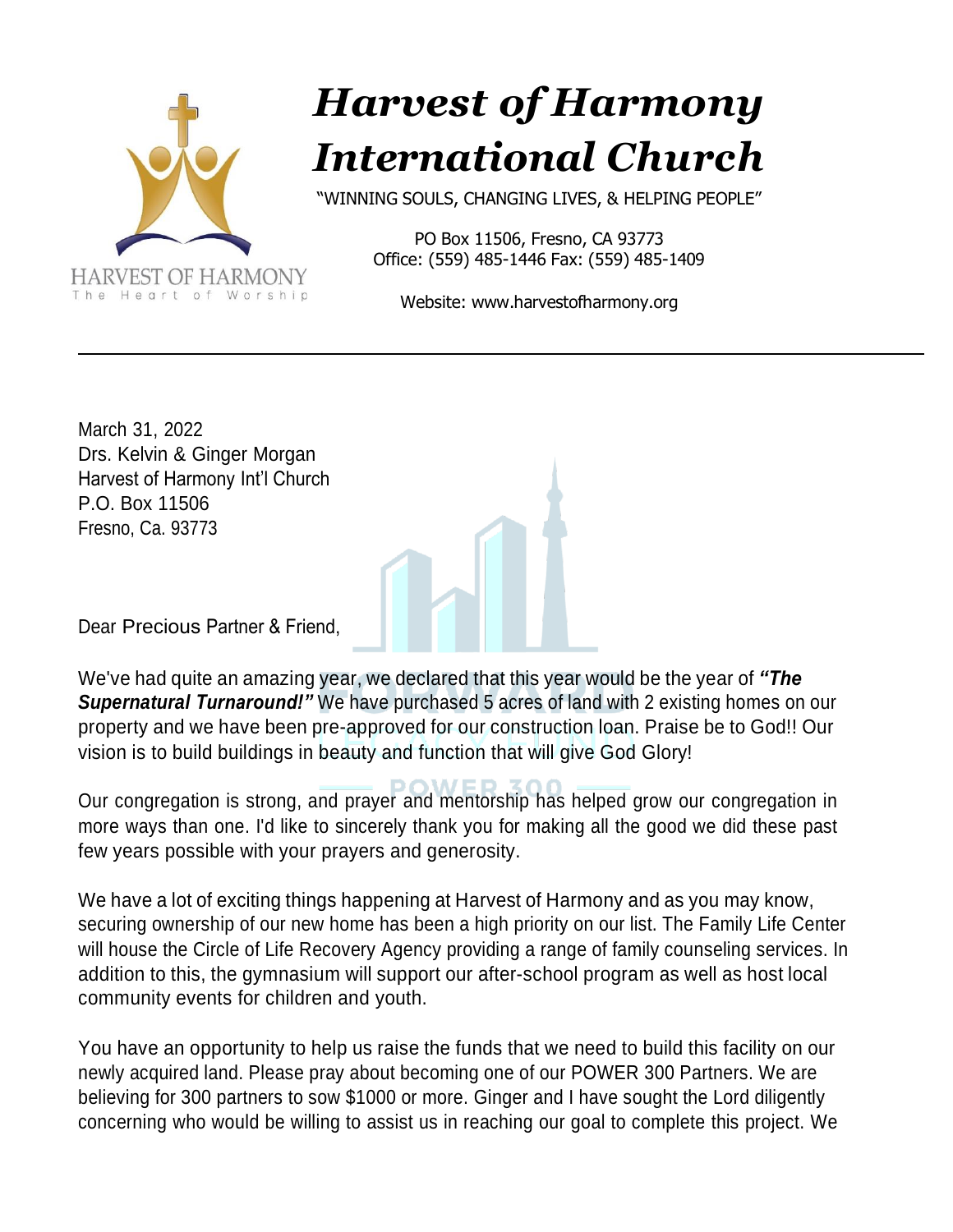# *Harvest of Harmony International Church*

"WINNING SOULS, CHANGING LIVES, & HELPING PEOPLE"

PO Box 11506, Fresno, CA 93773
Office: (559) 485-1446 Fax: (559) 485-1409

Website: www.harvestofharmony.org

HARVEST OF HARMONY
The Heart of Worship

---

March 31, 2022
Drs. Kelvin & Ginger Morgan
Harvest of Harmony Int'l Church
P.O. Box 11506
Fresno, Ca. 93773

Dear Precious Partner & Friend,

We've had quite an amazing year, we declared that this year would be the year of ***"The Supernatural Turnaround!"*** We have purchased 5 acres of land with 2 existing homes on our property and we have been pre-approved for our construction loan. Praise be to God!! Our vision is to build buildings in beauty and function that will give God Glory!

Our congregation is strong, and prayer and mentorship has helped grow our congregation in more ways than one. I'd like to sincerely thank you for making all the good we did these past few years possible with your prayers and generosity.

We have a lot of exciting things happening at Harvest of Harmony and as you may know, securing ownership of our new home has been a high priority on our list. The Family Life Center will house the Circle of Life Recovery Agency providing a range of family counseling services. In addition to this, the gymnasium will support our after-school program as well as host local community events for children and youth.

You have an opportunity to help us raise the funds that we need to build this facility on our newly acquired land. Please pray about becoming one of our POWER 300 Partners. We are believing for 300 partners to sow $1000 or more. Ginger and I have sought the Lord diligently concerning who would be willing to assist us in reaching our goal to complete this project. We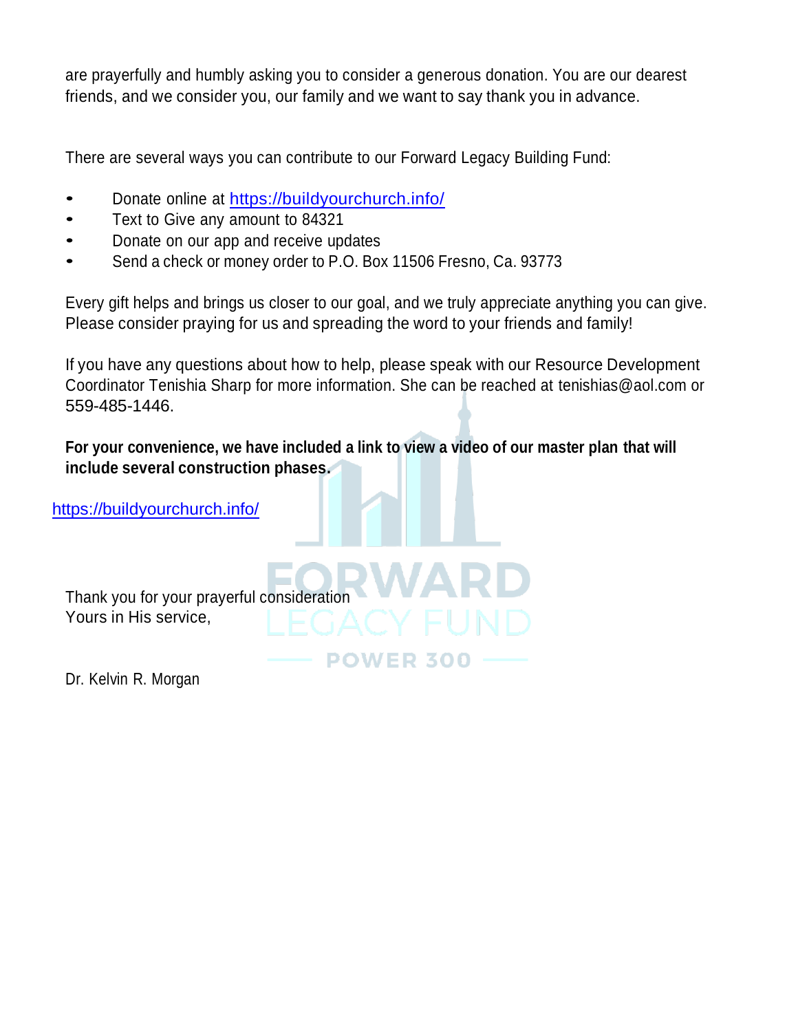are prayerfully and humbly asking you to consider a generous donation. You are our dearest friends, and we consider you, our family and we want to say thank you in advance.

There are several ways you can contribute to our Forward Legacy Building Fund:

- Donate online at https://buildyourchurch.info/
- Text to Give any amount to 84321
- Donate on our app and receive updates
- Send a check or money order to P.O. Box 11506 Fresno, Ca. 93773

Every gift helps and brings us closer to our goal, and we truly appreciate anything you can give. Please consider praying for us and spreading the word to your friends and family!

If you have any questions about how to help, please speak with our Resource Development Coordinator Tenishia Sharp for more information. She can be reached at tenishias@aol.com or 559-485-1446.

**For your convenience, we have included a link to view a video of our master plan that will include several construction phases.**

https://buildyourchurch.info/

FORWARD
LEGACY FUND
POWER 300

Thank you for your prayerful consideration
Yours in His service,

Dr. Kelvin R. Morgan